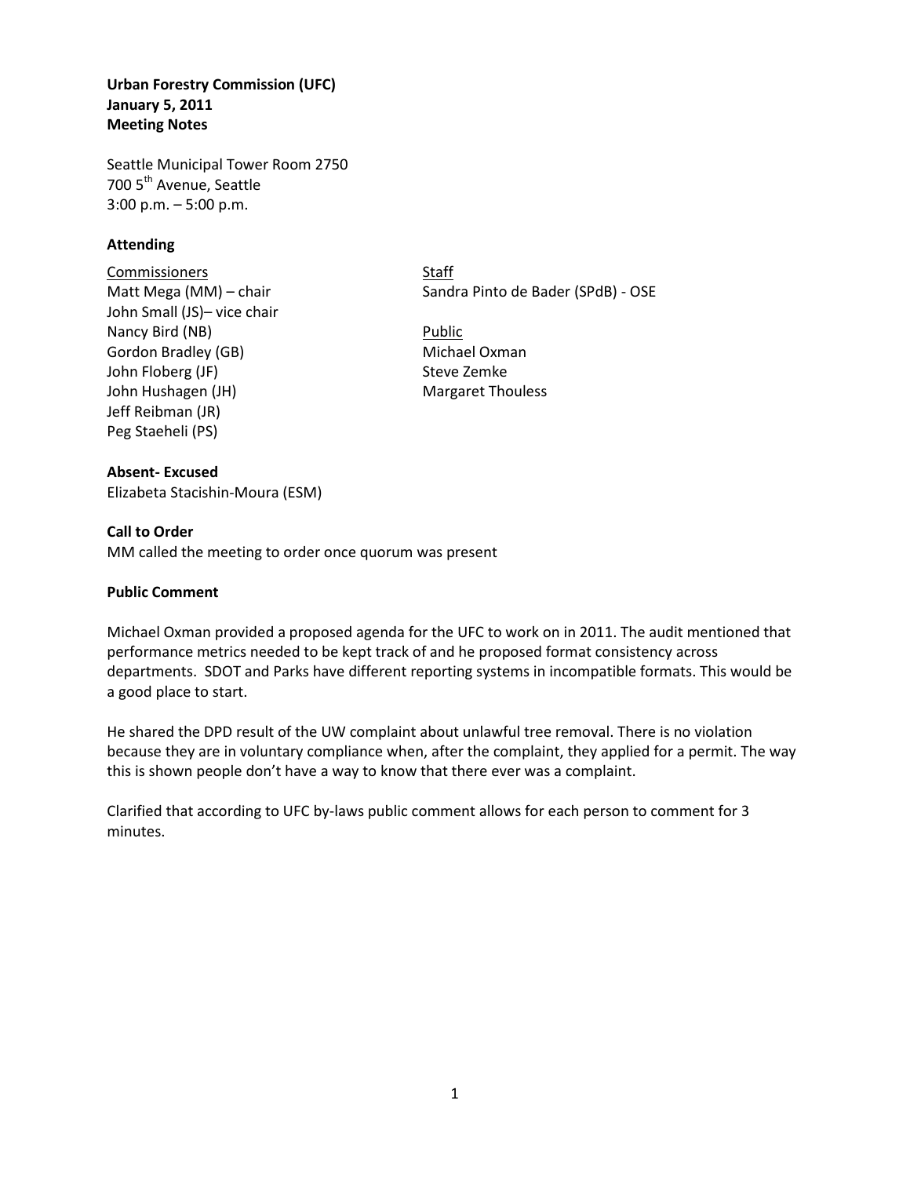**Urban Forestry Commission (UFC)**
**January 5, 2011**
**Meeting Notes**

Seattle Municipal Tower Room 2750
700 5th Avenue, Seattle
3:00 p.m. – 5:00 p.m.

**Attending**

Commissioners
Matt Mega (MM) – chair
John Small (JS)– vice chair
Nancy Bird (NB)
Gordon Bradley (GB)
John Floberg (JF)
John Hushagen (JH)
Jeff Reibman (JR)
Peg Staeheli (PS)

Staff
Sandra Pinto de Bader (SPdB) - OSE

Public
Michael Oxman
Steve Zemke
Margaret Thouless

**Absent- Excused**
Elizabeta Stacishin-Moura (ESM)

**Call to Order**
MM called the meeting to order once quorum was present

**Public Comment**

Michael Oxman provided a proposed agenda for the UFC to work on in 2011. The audit mentioned that performance metrics needed to be kept track of and he proposed format consistency across departments. SDOT and Parks have different reporting systems in incompatible formats. This would be a good place to start.

He shared the DPD result of the UW complaint about unlawful tree removal. There is no violation because they are in voluntary compliance when, after the complaint, they applied for a permit. The way this is shown people don't have a way to know that there ever was a complaint.

Clarified that according to UFC by-laws public comment allows for each person to comment for 3 minutes.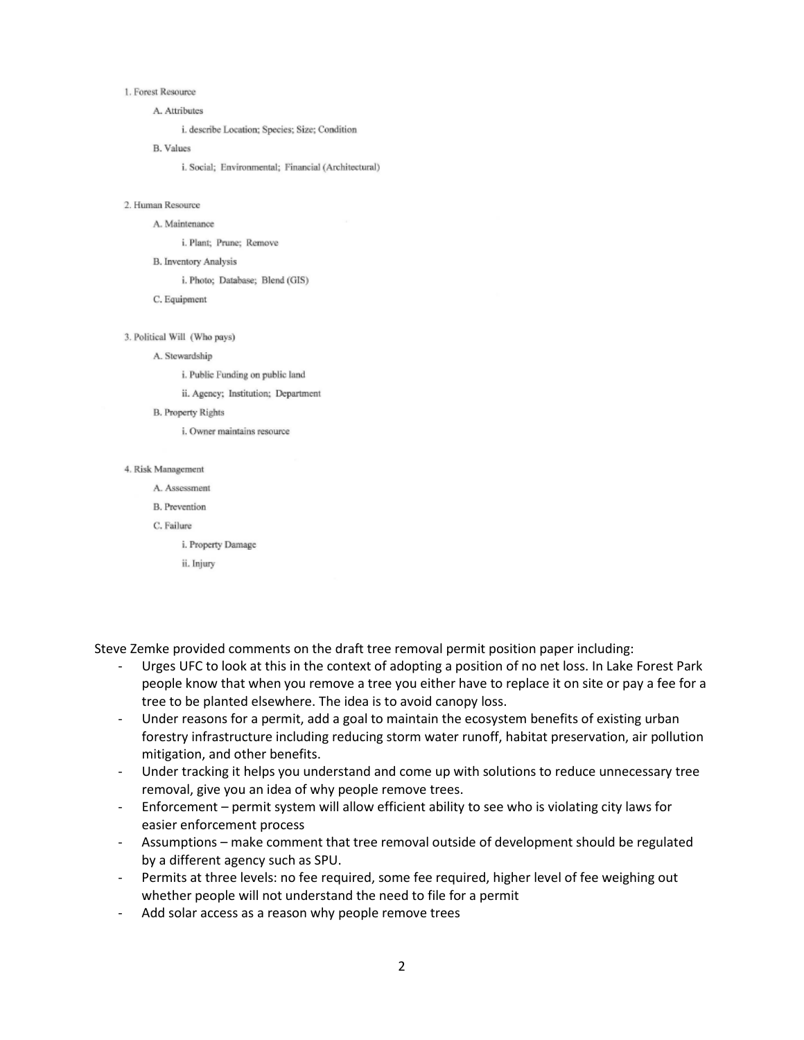1. Forest Resource
    - A. Attributes
        - i. describe Location; Species; Size; Condition
    - B. Values
        - i. Social; Environmental; Financial (Architectural)

2. Human Resource
    - A. Maintenance
        - i. Plant; Prune; Remove
    - B. Inventory Analysis
        - i. Photo; Database; Blend (GIS)
    - C. Equipment

3. Political Will (Who pays)
    - A. Stewardship
        - i. Public Funding on public land
        - ii. Agency; Institution; Department
    - B. Property Rights
        - i. Owner maintains resource

4. Risk Management
    - A. Assessment
    - B. Prevention
    - C. Failure
        - i. Property Damage
        - ii. Injury

Steve Zemke provided comments on the draft tree removal permit position paper including:

- Urges UFC to look at this in the context of adopting a position of no net loss. In Lake Forest Park people know that when you remove a tree you either have to replace it on site or pay a fee for a tree to be planted elsewhere. The idea is to avoid canopy loss.
- Under reasons for a permit, add a goal to maintain the ecosystem benefits of existing urban forestry infrastructure including reducing storm water runoff, habitat preservation, air pollution mitigation, and other benefits.
- Under tracking it helps you understand and come up with solutions to reduce unnecessary tree removal, give you an idea of why people remove trees.
- Enforcement – permit system will allow efficient ability to see who is violating city laws for easier enforcement process
- Assumptions – make comment that tree removal outside of development should be regulated by a different agency such as SPU.
- Permits at three levels: no fee required, some fee required, higher level of fee weighing out whether people will not understand the need to file for a permit
- Add solar access as a reason why people remove trees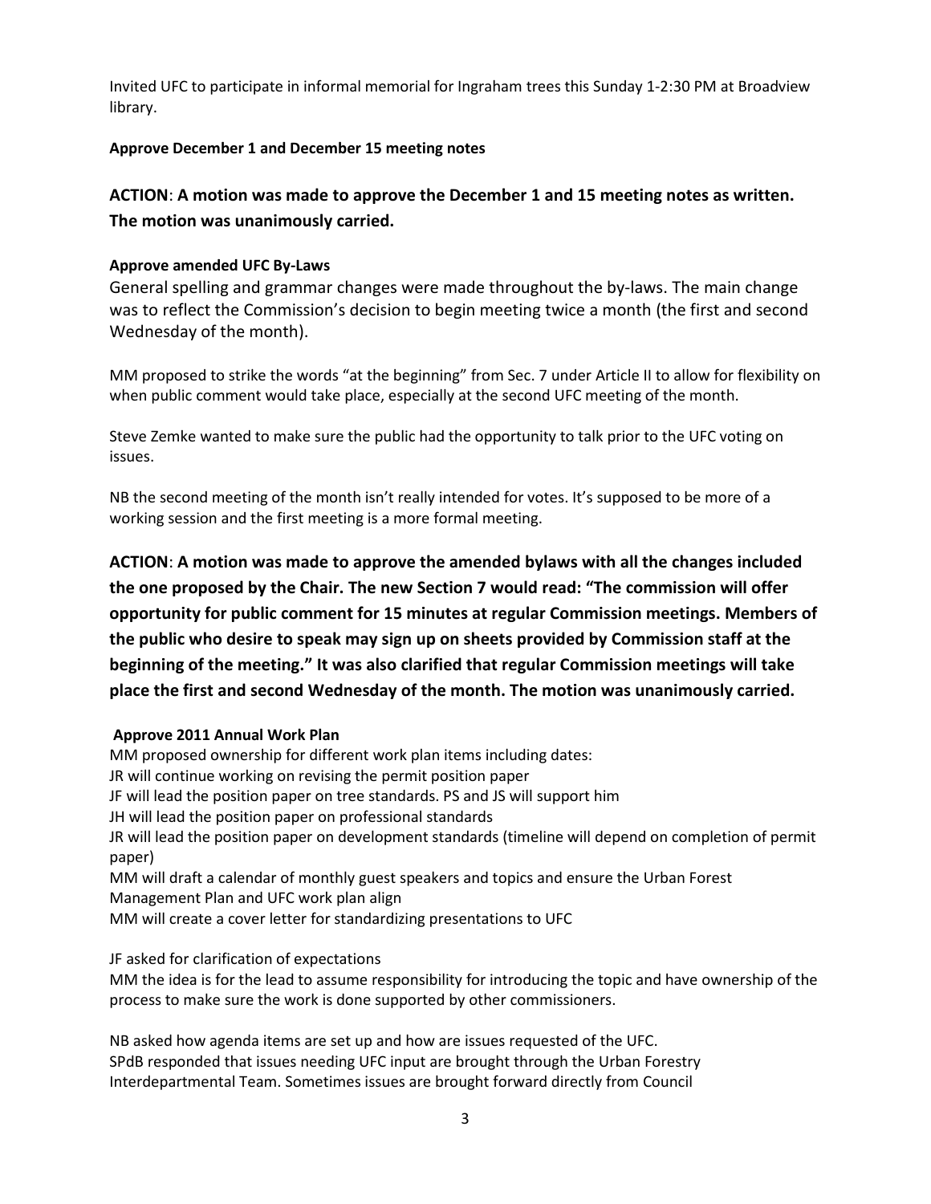Invited UFC to participate in informal memorial for Ingraham trees this Sunday 1-2:30 PM at Broadview library.

**Approve December 1 and December 15 meeting notes**

**ACTION**: **A motion was made to approve the December 1 and 15 meeting notes as written. The motion was unanimously carried.**

**Approve amended UFC By-Laws**

General spelling and grammar changes were made throughout the by-laws. The main change was to reflect the Commission's decision to begin meeting twice a month (the first and second Wednesday of the month).

MM proposed to strike the words "at the beginning" from Sec. 7 under Article II to allow for flexibility on when public comment would take place, especially at the second UFC meeting of the month.

Steve Zemke wanted to make sure the public had the opportunity to talk prior to the UFC voting on issues.

NB the second meeting of the month isn't really intended for votes. It's supposed to be more of a working session and the first meeting is a more formal meeting.

**ACTION**: **A motion was made to approve the amended bylaws with all the changes included the one proposed by the Chair. The new Section 7 would read: "The commission will offer opportunity for public comment for 15 minutes at regular Commission meetings. Members of the public who desire to speak may sign up on sheets provided by Commission staff at the beginning of the meeting." It was also clarified that regular Commission meetings will take place the first and second Wednesday of the month. The motion was unanimously carried.**

**Approve 2011 Annual Work Plan**

MM proposed ownership for different work plan items including dates:
JR will continue working on revising the permit position paper
JF will lead the position paper on tree standards. PS and JS will support him
JH will lead the position paper on professional standards
JR will lead the position paper on development standards (timeline will depend on completion of permit paper)
MM will draft a calendar of monthly guest speakers and topics and ensure the Urban Forest Management Plan and UFC work plan align
MM will create a cover letter for standardizing presentations to UFC

JF asked for clarification of expectations
MM the idea is for the lead to assume responsibility for introducing the topic and have ownership of the process to make sure the work is done supported by other commissioners.

NB asked how agenda items are set up and how are issues requested of the UFC.
SPdB responded that issues needing UFC input are brought through the Urban Forestry Interdepartmental Team. Sometimes issues are brought forward directly from Council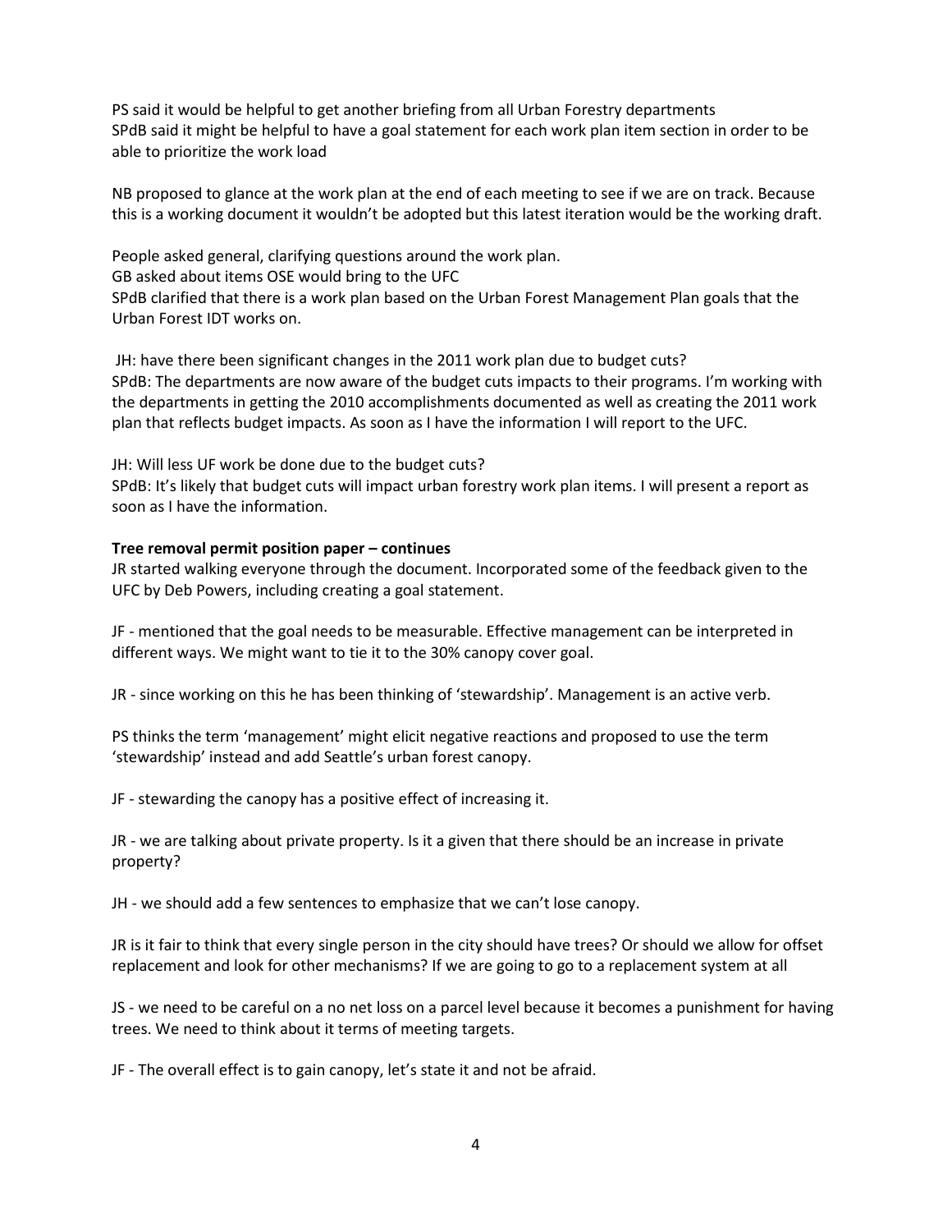PS said it would be helpful to get another briefing from all Urban Forestry departments
SPdB said it might be helpful to have a goal statement for each work plan item section in order to be able to prioritize the work load

NB proposed to glance at the work plan at the end of each meeting to see if we are on track. Because this is a working document it wouldn't be adopted but this latest iteration would be the working draft.

People asked general, clarifying questions around the work plan.
GB asked about items OSE would bring to the UFC
SPdB clarified that there is a work plan based on the Urban Forest Management Plan goals that the Urban Forest IDT works on.

JH: have there been significant changes in the 2011 work plan due to budget cuts?
SPdB: The departments are now aware of the budget cuts impacts to their programs. I'm working with the departments in getting the 2010 accomplishments documented as well as creating the 2011 work plan that reflects budget impacts. As soon as I have the information I will report to the UFC.

JH: Will less UF work be done due to the budget cuts?
SPdB: It's likely that budget cuts will impact urban forestry work plan items. I will present a report as soon as I have the information.

**Tree removal permit position paper – continues**
JR started walking everyone through the document. Incorporated some of the feedback given to the UFC by Deb Powers, including creating a goal statement.

JF - mentioned that the goal needs to be measurable. Effective management can be interpreted in different ways. We might want to tie it to the 30% canopy cover goal.

JR - since working on this he has been thinking of 'stewardship'. Management is an active verb.

PS thinks the term 'management' might elicit negative reactions and proposed to use the term 'stewardship' instead and add Seattle's urban forest canopy.

JF - stewarding the canopy has a positive effect of increasing it.

JR - we are talking about private property. Is it a given that there should be an increase in private property?

JH - we should add a few sentences to emphasize that we can't lose canopy.

JR is it fair to think that every single person in the city should have trees? Or should we allow for offset replacement and look for other mechanisms? If we are going to go to a replacement system at all

JS - we need to be careful on a no net loss on a parcel level because it becomes a punishment for having trees. We need to think about it terms of meeting targets.

JF - The overall effect is to gain canopy, let's state it and not be afraid.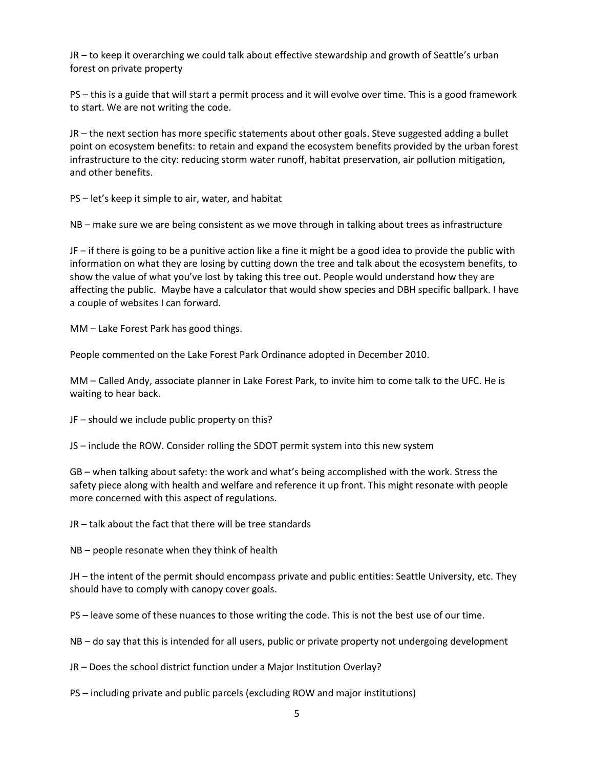JR – to keep it overarching we could talk about effective stewardship and growth of Seattle's urban forest on private property

PS – this is a guide that will start a permit process and it will evolve over time. This is a good framework to start. We are not writing the code.

JR – the next section has more specific statements about other goals. Steve suggested adding a bullet point on ecosystem benefits: to retain and expand the ecosystem benefits provided by the urban forest infrastructure to the city: reducing storm water runoff, habitat preservation, air pollution mitigation, and other benefits.

PS – let's keep it simple to air, water, and habitat

NB – make sure we are being consistent as we move through in talking about trees as infrastructure

JF – if there is going to be a punitive action like a fine it might be a good idea to provide the public with information on what they are losing by cutting down the tree and talk about the ecosystem benefits, to show the value of what you've lost by taking this tree out. People would understand how they are affecting the public. Maybe have a calculator that would show species and DBH specific ballpark. I have a couple of websites I can forward.

MM – Lake Forest Park has good things.

People commented on the Lake Forest Park Ordinance adopted in December 2010.

MM – Called Andy, associate planner in Lake Forest Park, to invite him to come talk to the UFC. He is waiting to hear back.

JF – should we include public property on this?

JS – include the ROW. Consider rolling the SDOT permit system into this new system

GB – when talking about safety: the work and what's being accomplished with the work. Stress the safety piece along with health and welfare and reference it up front. This might resonate with people more concerned with this aspect of regulations.

JR – talk about the fact that there will be tree standards

NB – people resonate when they think of health

JH – the intent of the permit should encompass private and public entities: Seattle University, etc. They should have to comply with canopy cover goals.

PS – leave some of these nuances to those writing the code. This is not the best use of our time.

NB – do say that this is intended for all users, public or private property not undergoing development

JR – Does the school district function under a Major Institution Overlay?

PS – including private and public parcels (excluding ROW and major institutions)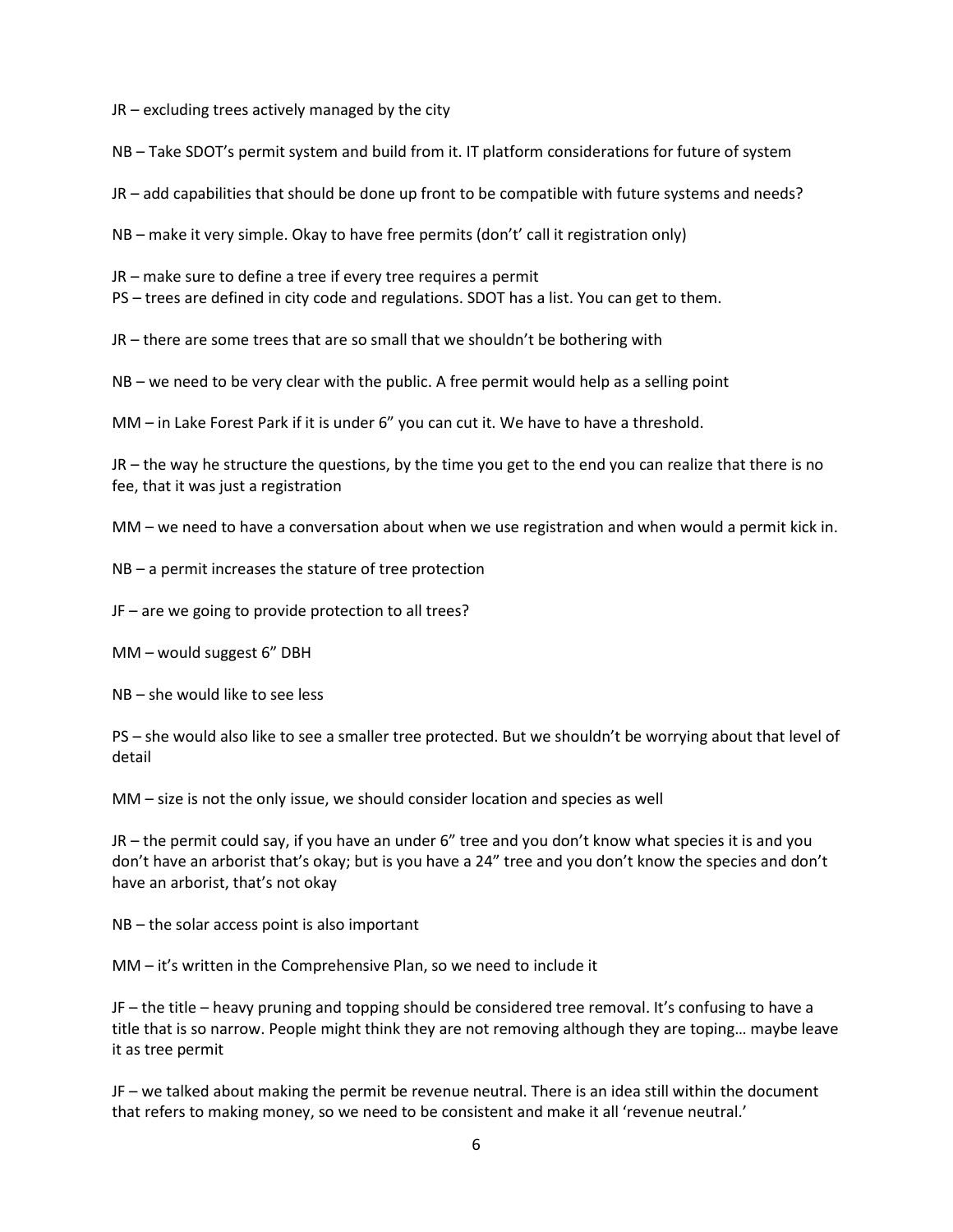JR – excluding trees actively managed by the city

NB – Take SDOT's permit system and build from it. IT platform considerations for future of system

JR – add capabilities that should be done up front to be compatible with future systems and needs?

NB – make it very simple. Okay to have free permits (don't' call it registration only)

JR – make sure to define a tree if every tree requires a permit
PS – trees are defined in city code and regulations. SDOT has a list. You can get to them.

JR – there are some trees that are so small that we shouldn't be bothering with

NB – we need to be very clear with the public. A free permit would help as a selling point

MM – in Lake Forest Park if it is under 6" you can cut it. We have to have a threshold.

JR – the way he structure the questions, by the time you get to the end you can realize that there is no fee, that it was just a registration

MM – we need to have a conversation about when we use registration and when would a permit kick in.

NB – a permit increases the stature of tree protection

JF – are we going to provide protection to all trees?

MM – would suggest 6" DBH

NB – she would like to see less

PS – she would also like to see a smaller tree protected. But we shouldn't be worrying about that level of detail

MM – size is not the only issue, we should consider location and species as well

JR – the permit could say, if you have an under 6" tree and you don't know what species it is and you don't have an arborist that's okay; but is you have a 24" tree and you don't know the species and don't have an arborist, that's not okay

NB – the solar access point is also important

MM – it's written in the Comprehensive Plan, so we need to include it

JF – the title – heavy pruning and topping should be considered tree removal. It's confusing to have a title that is so narrow. People might think they are not removing although they are toping… maybe leave it as tree permit

JF – we talked about making the permit be revenue neutral. There is an idea still within the document that refers to making money, so we need to be consistent and make it all 'revenue neutral.'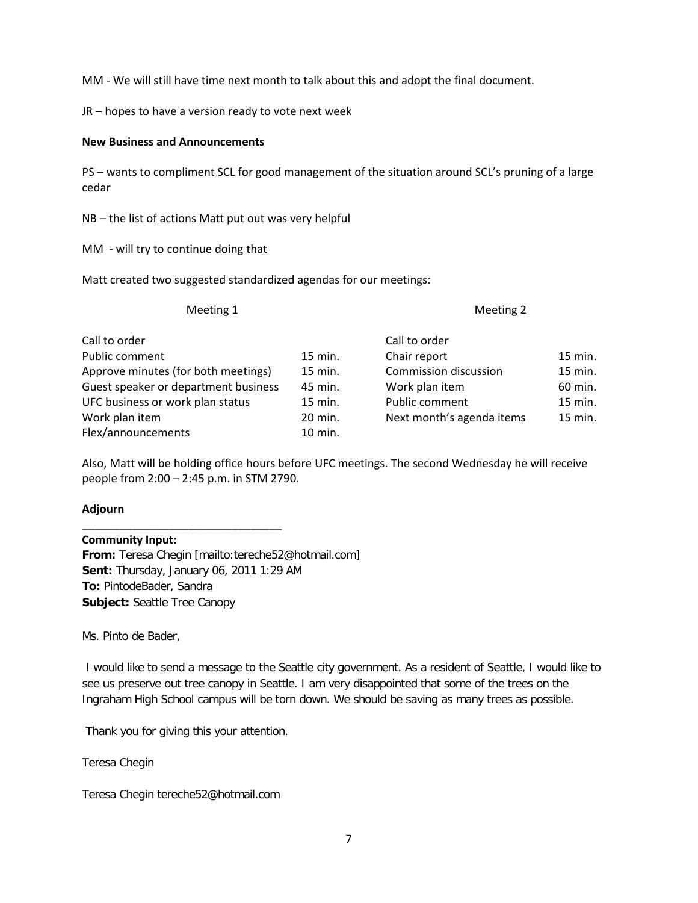MM - We will still have time next month to talk about this and adopt the final document.

JR – hopes to have a version ready to vote next week

**New Business and Announcements**

PS – wants to compliment SCL for good management of the situation around SCL's pruning of a large cedar

NB – the list of actions Matt put out was very helpful

MM - will try to continue doing that

Matt created two suggested standardized agendas for our meetings:

| Meeting 1 | | Meeting 2 | |
|---|---|---|---|
| Call to order | | Call to order | |
| Public comment | 15 min. | Chair report | 15 min. |
| Approve minutes (for both meetings) | 15 min. | Commission discussion | 15 min. |
| Guest speaker or department business | 45 min. | Work plan item | 60 min. |
| UFC business or work plan status | 15 min. | Public comment | 15 min. |
| Work plan item | 20 min. | Next month's agenda items | 15 min. |
| Flex/announcements | 10 min. | | |

Also, Matt will be holding office hours before UFC meetings. The second Wednesday he will receive people from 2:00 – 2:45 p.m. in STM 2790.

**Adjourn**

---

**Community Input:**
**From:** Teresa Chegin [mailto:tereche52@hotmail.com]
**Sent:** Thursday, January 06, 2011 1:29 AM
**To:** PintodeBader, Sandra
**Subject:** Seattle Tree Canopy

Ms. Pinto de Bader,

I would like to send a message to the Seattle city government. As a resident of Seattle, I would like to see us preserve out tree canopy in Seattle. I am very disappointed that some of the trees on the Ingraham High School campus will be torn down. We should be saving as many trees as possible.

Thank you for giving this your attention.

Teresa Chegin

Teresa Chegin tereche52@hotmail.com